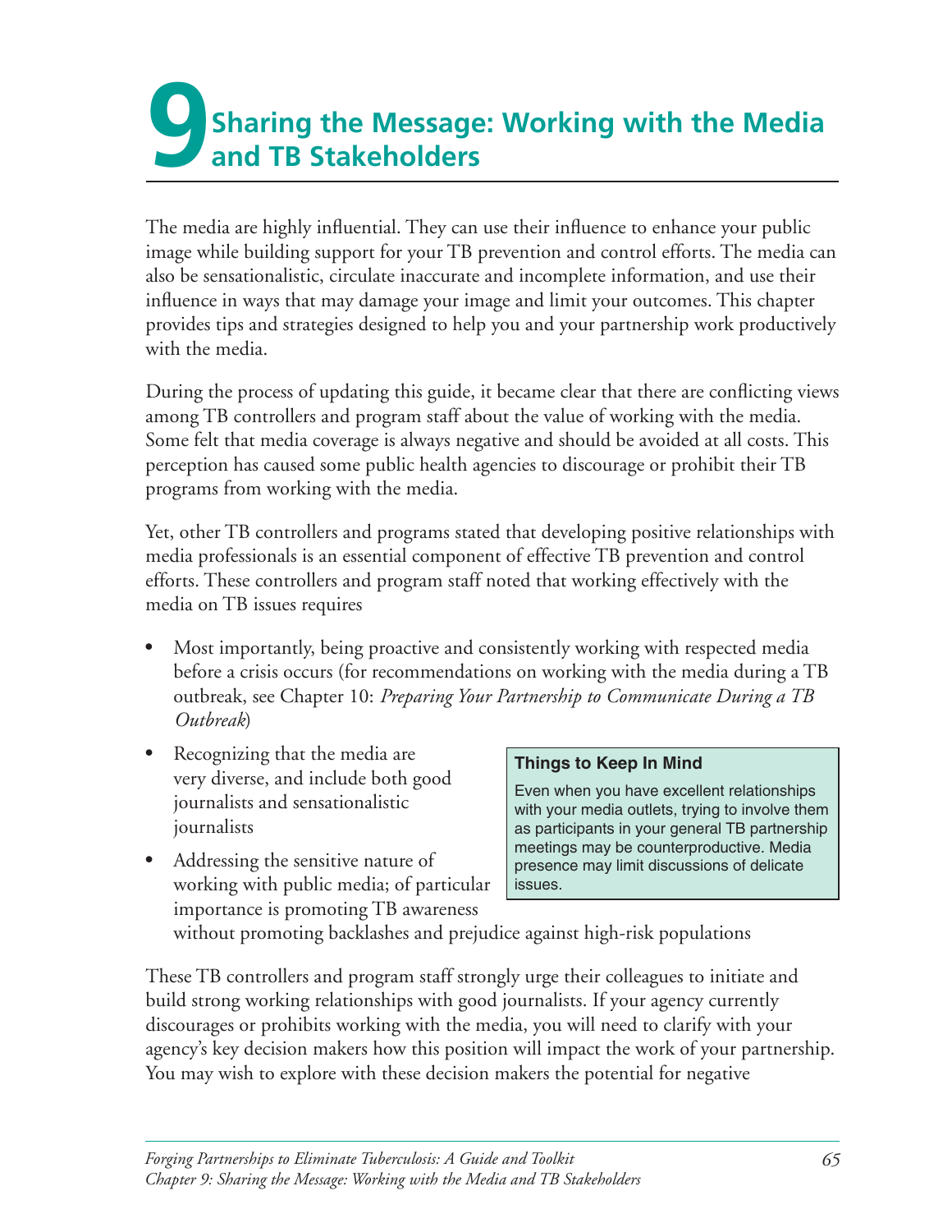# 9 Sharing the Message: Working with the Media and TB Stakeholders

The media are highly influential. They can use their influence to enhance your public image while building support for your TB prevention and control efforts. The media can also be sensationalistic, circulate inaccurate and incomplete information, and use their influence in ways that may damage your image and limit your outcomes. This chapter provides tips and strategies designed to help you and your partnership work productively with the media.

During the process of updating this guide, it became clear that there are conflicting views among TB controllers and program staff about the value of working with the media. Some felt that media coverage is always negative and should be avoided at all costs. This perception has caused some public health agencies to discourage or prohibit their TB programs from working with the media.

Yet, other TB controllers and programs stated that developing positive relationships with media professionals is an essential component of effective TB prevention and control efforts. These controllers and program staff noted that working effectively with the media on TB issues requires

- Most importantly, being proactive and consistently working with respected media before a crisis occurs (for recommendations on working with the media during a TB outbreak, see Chapter 10: *Preparing Your Partnership to Communicate During a TB Outbreak*)
- Recognizing that the media are very diverse, and include both good journalists and sensationalistic journalists
- Addressing the sensitive nature of working with public media; of particular importance is promoting TB awareness without promoting backlashes and prejudice against high-risk populations

> **Things to Keep In Mind**
>
> Even when you have excellent relationships with your media outlets, trying to involve them as participants in your general TB partnership meetings may be counterproductive. Media presence may limit discussions of delicate issues.

These TB controllers and program staff strongly urge their colleagues to initiate and build strong working relationships with good journalists. If your agency currently discourages or prohibits working with the media, you will need to clarify with your agency's key decision makers how this position will impact the work of your partnership. You may wish to explore with these decision makers the potential for negative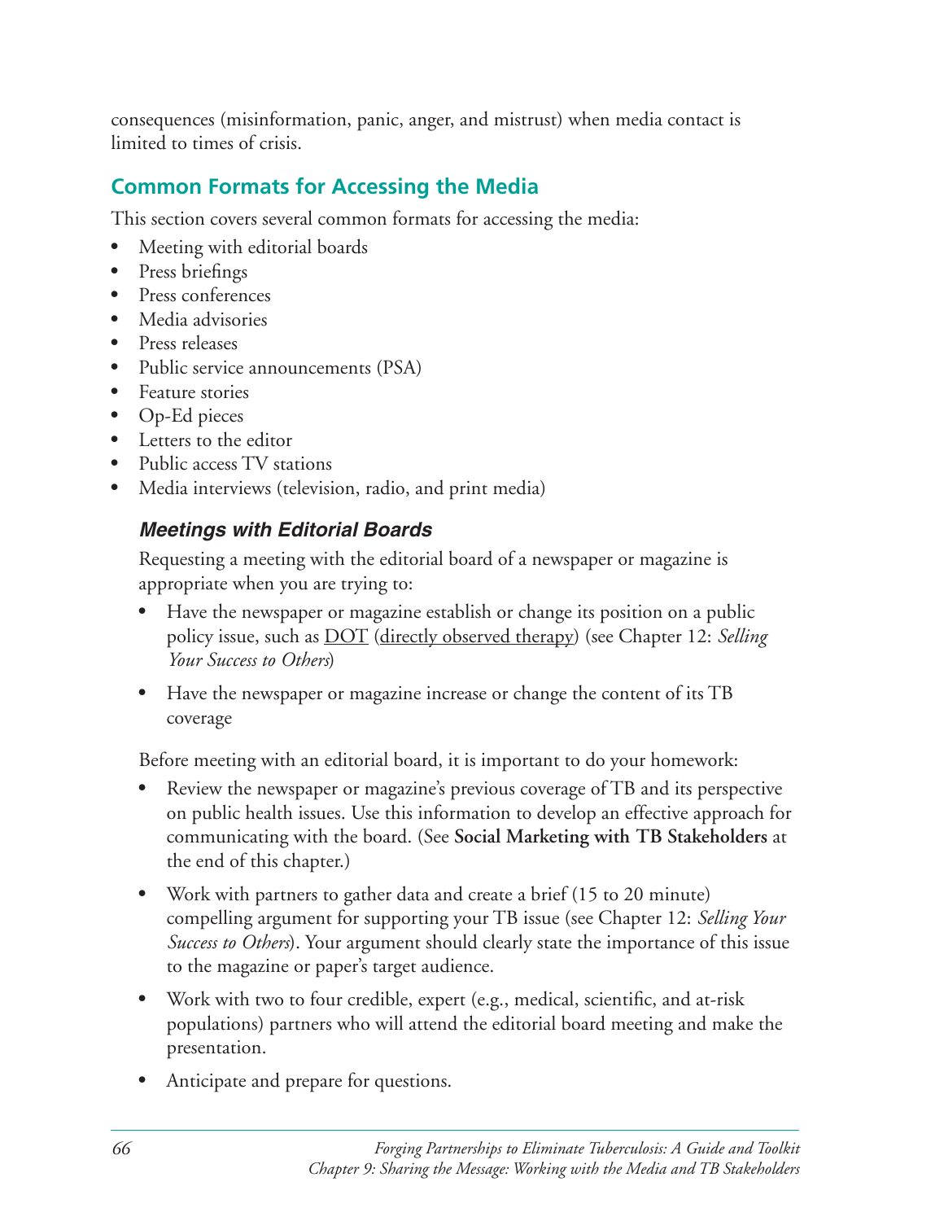consequences (misinformation, panic, anger, and mistrust) when media contact is limited to times of crisis.

## Common Formats for Accessing the Media

This section covers several common formats for accessing the media:

- Meeting with editorial boards
- Press briefings
- Press conferences
- Media advisories
- Press releases
- Public service announcements (PSA)
- Feature stories
- Op-Ed pieces
- Letters to the editor
- Public access TV stations
- Media interviews (television, radio, and print media)

### *Meetings with Editorial Boards*

Requesting a meeting with the editorial board of a newspaper or magazine is appropriate when you are trying to:

- Have the newspaper or magazine establish or change its position on a public policy issue, such as DOT (directly observed therapy) (see Chapter 12: *Selling Your Success to Others*)
- Have the newspaper or magazine increase or change the content of its TB coverage

Before meeting with an editorial board, it is important to do your homework:

- Review the newspaper or magazine's previous coverage of TB and its perspective on public health issues. Use this information to develop an effective approach for communicating with the board. (See **Social Marketing with TB Stakeholders** at the end of this chapter.)
- Work with partners to gather data and create a brief (15 to 20 minute) compelling argument for supporting your TB issue (see Chapter 12: *Selling Your Success to Others*). Your argument should clearly state the importance of this issue to the magazine or paper's target audience.
- Work with two to four credible, expert (e.g., medical, scientific, and at-risk populations) partners who will attend the editorial board meeting and make the presentation.
- Anticipate and prepare for questions.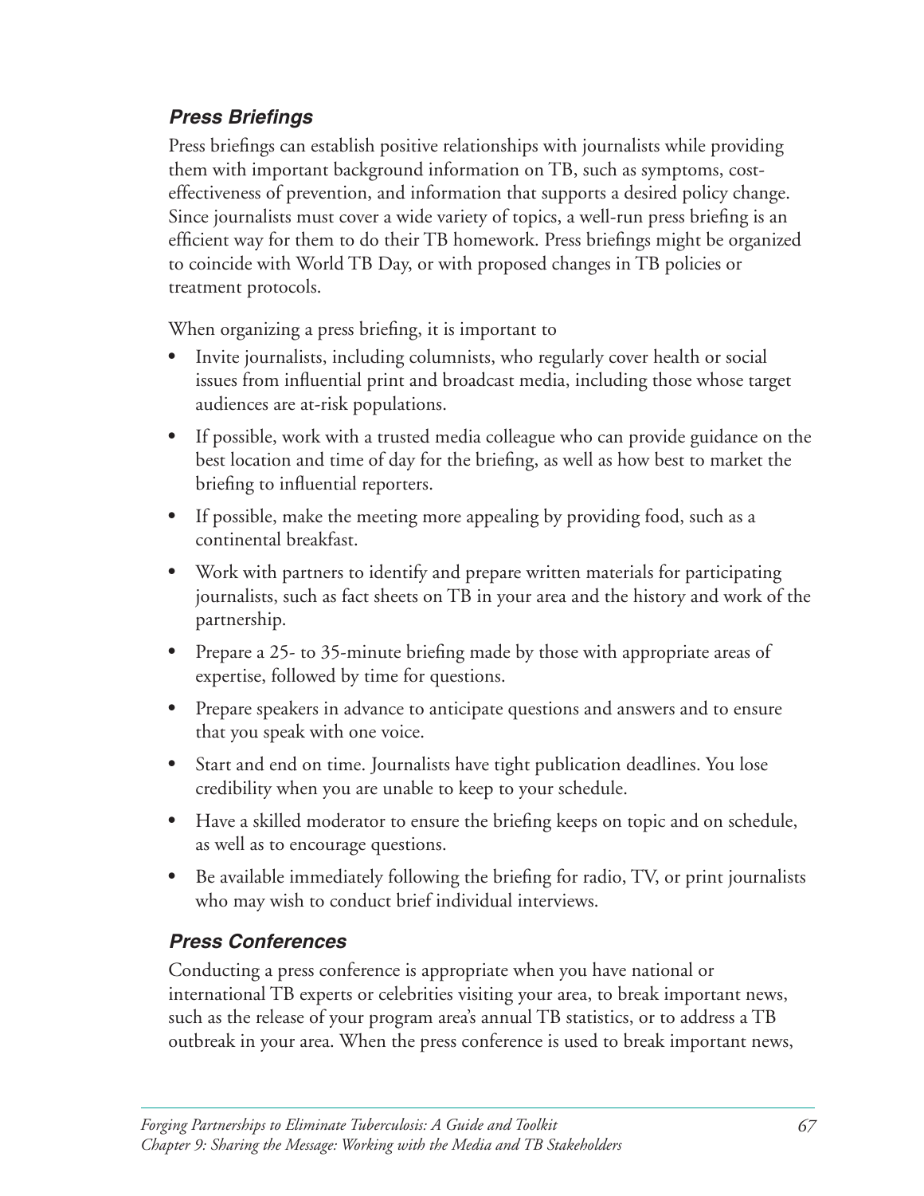### *Press Briefings*

Press briefings can establish positive relationships with journalists while providing them with important background information on TB, such as symptoms, cost-effectiveness of prevention, and information that supports a desired policy change. Since journalists must cover a wide variety of topics, a well-run press briefing is an efficient way for them to do their TB homework. Press briefings might be organized to coincide with World TB Day, or with proposed changes in TB policies or treatment protocols.

When organizing a press briefing, it is important to

- Invite journalists, including columnists, who regularly cover health or social issues from influential print and broadcast media, including those whose target audiences are at-risk populations.
- If possible, work with a trusted media colleague who can provide guidance on the best location and time of day for the briefing, as well as how best to market the briefing to influential reporters.
- If possible, make the meeting more appealing by providing food, such as a continental breakfast.
- Work with partners to identify and prepare written materials for participating journalists, such as fact sheets on TB in your area and the history and work of the partnership.
- Prepare a 25- to 35-minute briefing made by those with appropriate areas of expertise, followed by time for questions.
- Prepare speakers in advance to anticipate questions and answers and to ensure that you speak with one voice.
- Start and end on time. Journalists have tight publication deadlines. You lose credibility when you are unable to keep to your schedule.
- Have a skilled moderator to ensure the briefing keeps on topic and on schedule, as well as to encourage questions.
- Be available immediately following the briefing for radio, TV, or print journalists who may wish to conduct brief individual interviews.

### *Press Conferences*

Conducting a press conference is appropriate when you have national or international TB experts or celebrities visiting your area, to break important news, such as the release of your program area's annual TB statistics, or to address a TB outbreak in your area. When the press conference is used to break important news,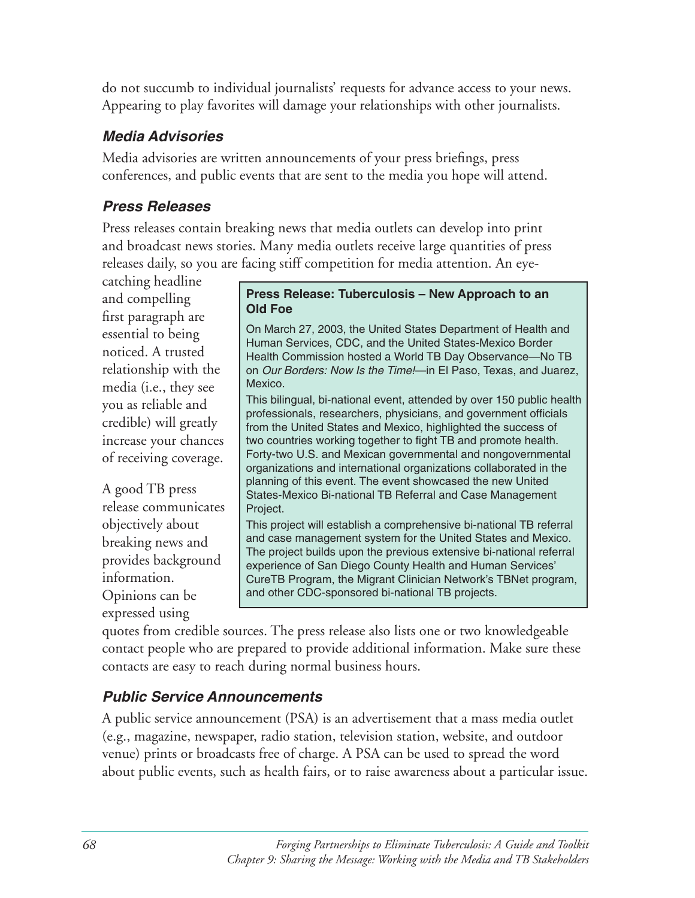do not succumb to individual journalists' requests for advance access to your news. Appearing to play favorites will damage your relationships with other journalists.

### *Media Advisories*

Media advisories are written announcements of your press briefings, press conferences, and public events that are sent to the media you hope will attend.

### *Press Releases*

Press releases contain breaking news that media outlets can develop into print and broadcast news stories. Many media outlets receive large quantities of press releases daily, so you are facing stiff competition for media attention. An eye-catching headline and compelling first paragraph are essential to being noticed. A trusted relationship with the media (i.e., they see you as reliable and credible) will greatly increase your chances of receiving coverage.

A good TB press release communicates objectively about breaking news and provides background information. Opinions can be expressed using quotes from credible sources. The press release also lists one or two knowledgeable contact people who are prepared to provide additional information. Make sure these contacts are easy to reach during normal business hours.

> **Press Release: Tuberculosis – New Approach to an Old Foe**
>
> On March 27, 2003, the United States Department of Health and Human Services, CDC, and the United States-Mexico Border Health Commission hosted a World TB Day Observance—No TB on *Our Borders: Now Is the Time!*—in El Paso, Texas, and Juarez, Mexico.
>
> This bilingual, bi-national event, attended by over 150 public health professionals, researchers, physicians, and government officials from the United States and Mexico, highlighted the success of two countries working together to fight TB and promote health. Forty-two U.S. and Mexican governmental and nongovernmental organizations and international organizations collaborated in the planning of this event. The event showcased the new United States-Mexico Bi-national TB Referral and Case Management Project.
>
> This project will establish a comprehensive bi-national TB referral and case management system for the United States and Mexico. The project builds upon the previous extensive bi-national referral experience of San Diego County Health and Human Services' CureTB Program, the Migrant Clinician Network's TBNet program, and other CDC-sponsored bi-national TB projects.

### *Public Service Announcements*

A public service announcement (PSA) is an advertisement that a mass media outlet (e.g., magazine, newspaper, radio station, television station, website, and outdoor venue) prints or broadcasts free of charge. A PSA can be used to spread the word about public events, such as health fairs, or to raise awareness about a particular issue.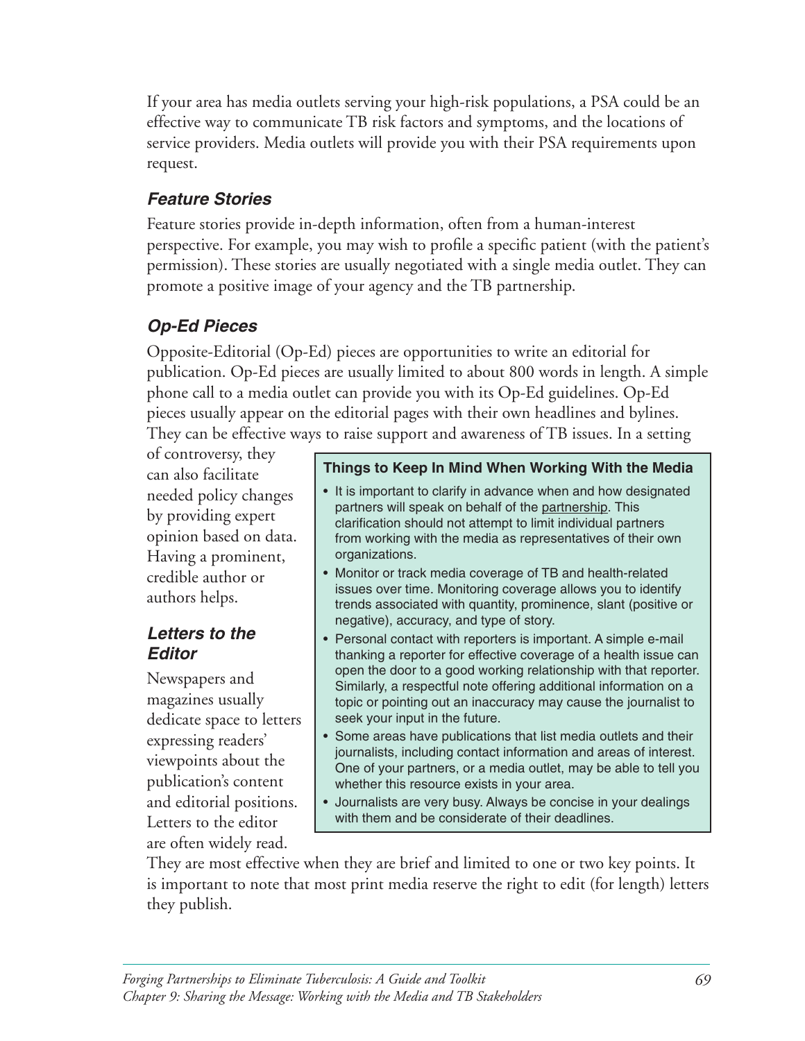If your area has media outlets serving your high-risk populations, a PSA could be an effective way to communicate TB risk factors and symptoms, and the locations of service providers. Media outlets will provide you with their PSA requirements upon request.

### *Feature Stories*

Feature stories provide in-depth information, often from a human-interest perspective. For example, you may wish to profile a specific patient (with the patient's permission). These stories are usually negotiated with a single media outlet. They can promote a positive image of your agency and the TB partnership.

### *Op-Ed Pieces*

Opposite-Editorial (Op-Ed) pieces are opportunities to write an editorial for publication. Op-Ed pieces are usually limited to about 800 words in length. A simple phone call to a media outlet can provide you with its Op-Ed guidelines. Op-Ed pieces usually appear on the editorial pages with their own headlines and bylines. They can be effective ways to raise support and awareness of TB issues. In a setting of controversy, they can also facilitate needed policy changes by providing expert opinion based on data. Having a prominent, credible author or authors helps.

### *Letters to the Editor*

Newspapers and magazines usually dedicate space to letters expressing readers' viewpoints about the publication's content and editorial positions. Letters to the editor are often widely read. They are most effective when they are brief and limited to one or two key points. It is important to note that most print media reserve the right to edit (for length) letters they publish.

> **Things to Keep In Mind When Working With the Media**
>
> - It is important to clarify in advance when and how designated partners will speak on behalf of the partnership. This clarification should not attempt to limit individual partners from working with the media as representatives of their own organizations.
> - Monitor or track media coverage of TB and health-related issues over time. Monitoring coverage allows you to identify trends associated with quantity, prominence, slant (positive or negative), accuracy, and type of story.
> - Personal contact with reporters is important. A simple e-mail thanking a reporter for effective coverage of a health issue can open the door to a good working relationship with that reporter. Similarly, a respectful note offering additional information on a topic or pointing out an inaccuracy may cause the journalist to seek your input in the future.
> - Some areas have publications that list media outlets and their journalists, including contact information and areas of interest. One of your partners, or a media outlet, may be able to tell you whether this resource exists in your area.
> - Journalists are very busy. Always be concise in your dealings with them and be considerate of their deadlines.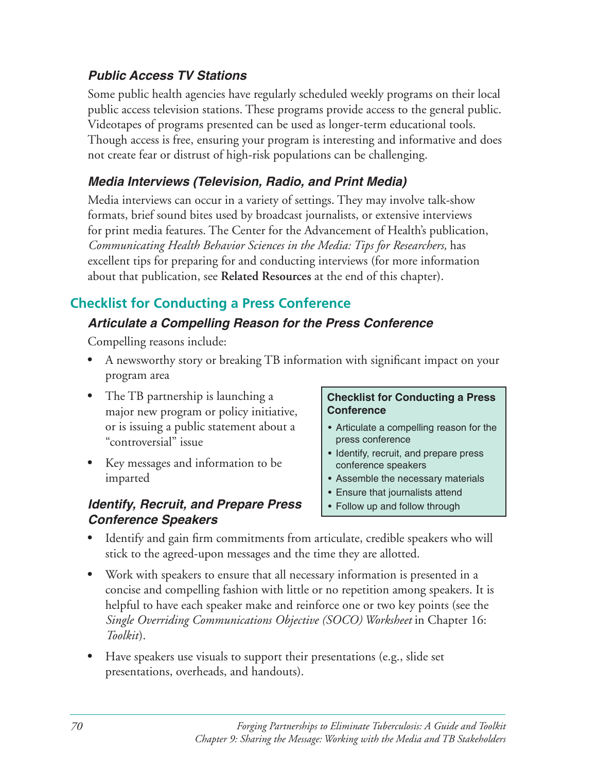### *Public Access TV Stations*

Some public health agencies have regularly scheduled weekly programs on their local public access television stations. These programs provide access to the general public. Videotapes of programs presented can be used as longer-term educational tools. Though access is free, ensuring your program is interesting and informative and does not create fear or distrust of high-risk populations can be challenging.

### *Media Interviews (Television, Radio, and Print Media)*

Media interviews can occur in a variety of settings. They may involve talk-show formats, brief sound bites used by broadcast journalists, or extensive interviews for print media features. The Center for the Advancement of Health's publication, *Communicating Health Behavior Sciences in the Media: Tips for Researchers,* has excellent tips for preparing for and conducting interviews (for more information about that publication, see **Related Resources** at the end of this chapter).

## Checklist for Conducting a Press Conference

### *Articulate a Compelling Reason for the Press Conference*

Compelling reasons include:

- A newsworthy story or breaking TB information with significant impact on your program area
- The TB partnership is launching a major new program or policy initiative, or is issuing a public statement about a "controversial" issue
- Key messages and information to be imparted

> **Checklist for Conducting a Press Conference**
>
> - Articulate a compelling reason for the press conference
> - Identify, recruit, and prepare press conference speakers
> - Assemble the necessary materials
> - Ensure that journalists attend
> - Follow up and follow through

### *Identify, Recruit, and Prepare Press Conference Speakers*

- Identify and gain firm commitments from articulate, credible speakers who will stick to the agreed-upon messages and the time they are allotted.
- Work with speakers to ensure that all necessary information is presented in a concise and compelling fashion with little or no repetition among speakers. It is helpful to have each speaker make and reinforce one or two key points (see the *Single Overriding Communications Objective (SOCO) Worksheet* in Chapter 16: *Toolkit*).
- Have speakers use visuals to support their presentations (e.g., slide set presentations, overheads, and handouts).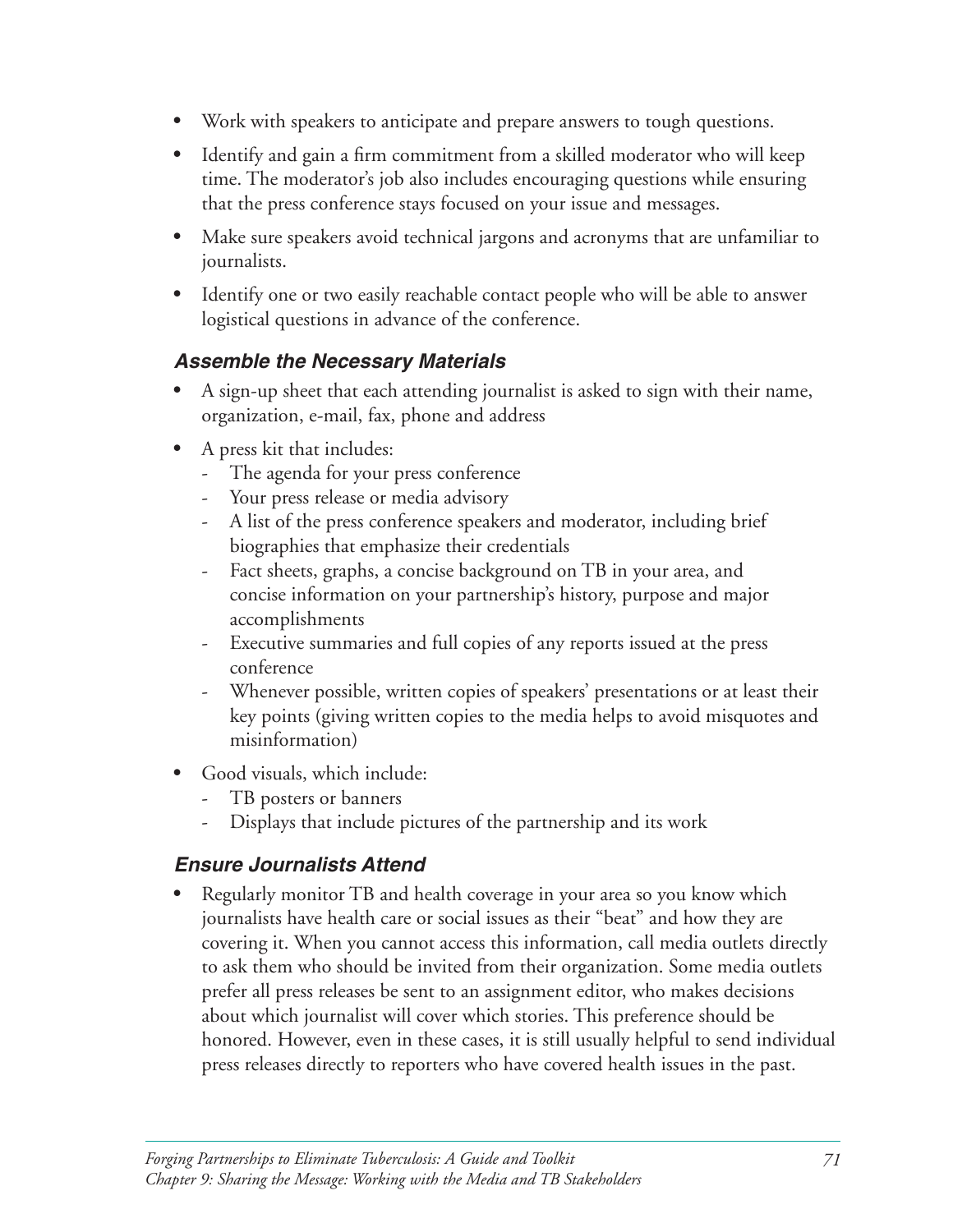- Work with speakers to anticipate and prepare answers to tough questions.
- Identify and gain a firm commitment from a skilled moderator who will keep time. The moderator's job also includes encouraging questions while ensuring that the press conference stays focused on your issue and messages.
- Make sure speakers avoid technical jargons and acronyms that are unfamiliar to journalists.
- Identify one or two easily reachable contact people who will be able to answer logistical questions in advance of the conference.

### *Assemble the Necessary Materials*

- A sign-up sheet that each attending journalist is asked to sign with their name, organization, e-mail, fax, phone and address
- A press kit that includes:
  - The agenda for your press conference
  - Your press release or media advisory
  - A list of the press conference speakers and moderator, including brief biographies that emphasize their credentials
  - Fact sheets, graphs, a concise background on TB in your area, and concise information on your partnership's history, purpose and major accomplishments
  - Executive summaries and full copies of any reports issued at the press conference
  - Whenever possible, written copies of speakers' presentations or at least their key points (giving written copies to the media helps to avoid misquotes and misinformation)
- Good visuals, which include:
  - TB posters or banners
  - Displays that include pictures of the partnership and its work

### *Ensure Journalists Attend*

- Regularly monitor TB and health coverage in your area so you know which journalists have health care or social issues as their "beat" and how they are covering it. When you cannot access this information, call media outlets directly to ask them who should be invited from their organization. Some media outlets prefer all press releases be sent to an assignment editor, who makes decisions about which journalist will cover which stories. This preference should be honored. However, even in these cases, it is still usually helpful to send individual press releases directly to reporters who have covered health issues in the past.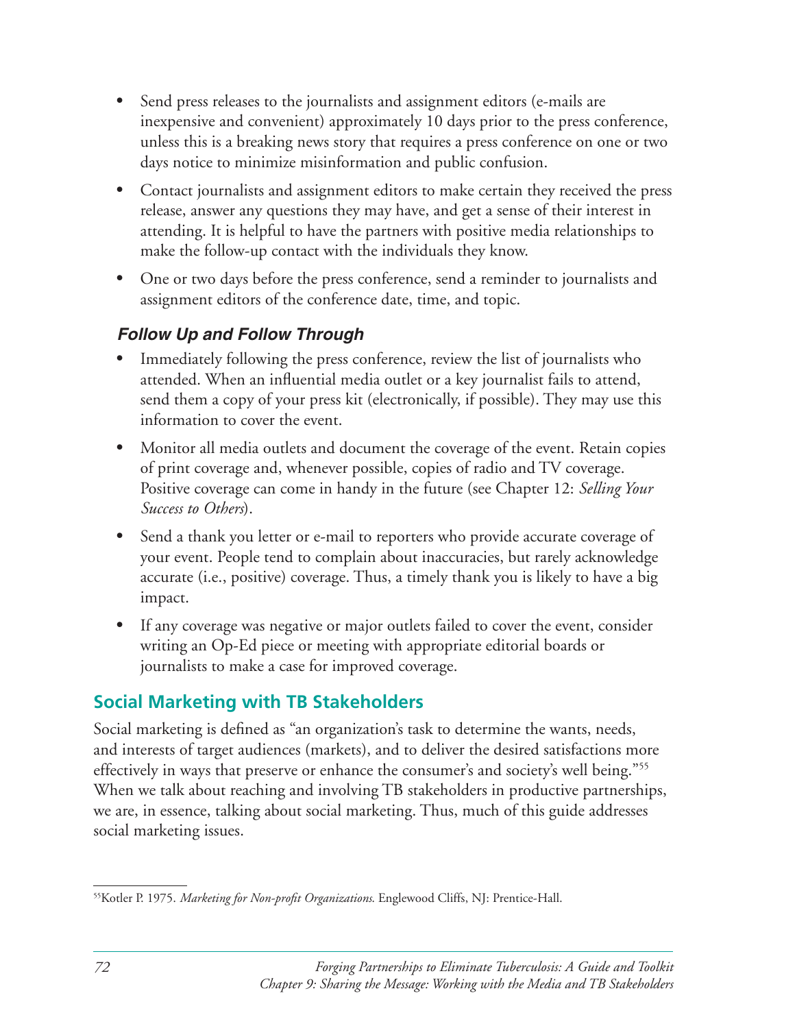- Send press releases to the journalists and assignment editors (e-mails are inexpensive and convenient) approximately 10 days prior to the press conference, unless this is a breaking news story that requires a press conference on one or two days notice to minimize misinformation and public confusion.
- Contact journalists and assignment editors to make certain they received the press release, answer any questions they may have, and get a sense of their interest in attending. It is helpful to have the partners with positive media relationships to make the follow-up contact with the individuals they know.
- One or two days before the press conference, send a reminder to journalists and assignment editors of the conference date, time, and topic.

### *Follow Up and Follow Through*

- Immediately following the press conference, review the list of journalists who attended. When an influential media outlet or a key journalist fails to attend, send them a copy of your press kit (electronically, if possible). They may use this information to cover the event.
- Monitor all media outlets and document the coverage of the event. Retain copies of print coverage and, whenever possible, copies of radio and TV coverage. Positive coverage can come in handy in the future (see Chapter 12: *Selling Your Success to Others*).
- Send a thank you letter or e-mail to reporters who provide accurate coverage of your event. People tend to complain about inaccuracies, but rarely acknowledge accurate (i.e., positive) coverage. Thus, a timely thank you is likely to have a big impact.
- If any coverage was negative or major outlets failed to cover the event, consider writing an Op-Ed piece or meeting with appropriate editorial boards or journalists to make a case for improved coverage.

## Social Marketing with TB Stakeholders

Social marketing is defined as "an organization's task to determine the wants, needs, and interests of target audiences (markets), and to deliver the desired satisfactions more effectively in ways that preserve or enhance the consumer's and society's well being."[55] When we talk about reaching and involving TB stakeholders in productive partnerships, we are, in essence, talking about social marketing. Thus, much of this guide addresses social marketing issues.

---

[55]Kotler P. 1975. *Marketing for Non-profit Organizations*. Englewood Cliffs, NJ: Prentice-Hall.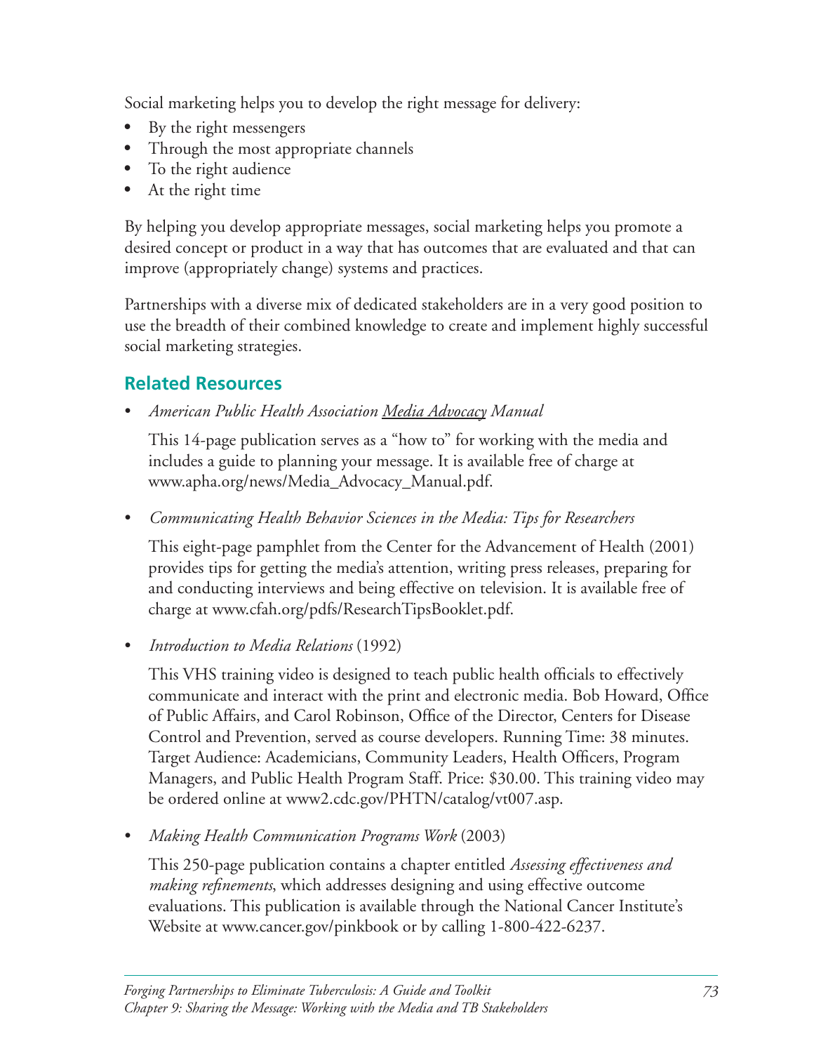Social marketing helps you to develop the right message for delivery:

- By the right messengers
- Through the most appropriate channels
- To the right audience
- At the right time

By helping you develop appropriate messages, social marketing helps you promote a desired concept or product in a way that has outcomes that are evaluated and that can improve (appropriately change) systems and practices.

Partnerships with a diverse mix of dedicated stakeholders are in a very good position to use the breadth of their combined knowledge to create and implement highly successful social marketing strategies.

## Related Resources

- *American Public Health Association Media Advocacy Manual*

  This 14-page publication serves as a "how to" for working with the media and includes a guide to planning your message. It is available free of charge at www.apha.org/news/Media_Advocacy_Manual.pdf.

- *Communicating Health Behavior Sciences in the Media: Tips for Researchers*

  This eight-page pamphlet from the Center for the Advancement of Health (2001) provides tips for getting the media's attention, writing press releases, preparing for and conducting interviews and being effective on television. It is available free of charge at www.cfah.org/pdfs/ResearchTipsBooklet.pdf.

- *Introduction to Media Relations* (1992)

  This VHS training video is designed to teach public health officials to effectively communicate and interact with the print and electronic media. Bob Howard, Office of Public Affairs, and Carol Robinson, Office of the Director, Centers for Disease Control and Prevention, served as course developers. Running Time: 38 minutes. Target Audience: Academicians, Community Leaders, Health Officers, Program Managers, and Public Health Program Staff. Price: $30.00. This training video may be ordered online at www2.cdc.gov/PHTN/catalog/vt007.asp.

- *Making Health Communication Programs Work* (2003)

  This 250-page publication contains a chapter entitled *Assessing effectiveness and making refinements*, which addresses designing and using effective outcome evaluations. This publication is available through the National Cancer Institute's Website at www.cancer.gov/pinkbook or by calling 1-800-422-6237.